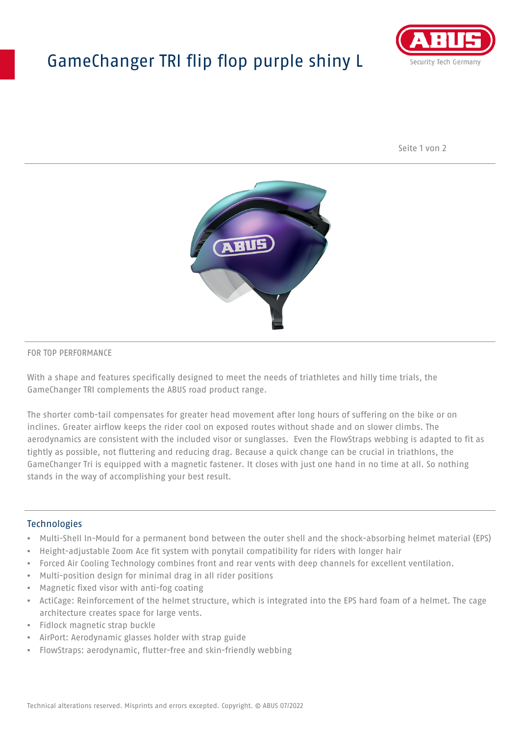# GameChanger TRI flip flop purple shiny L

FOR TOP PERFORMANCE

With a shape and features specifically designed to meet the needs of triathletes and hilly time trials, the GameChanger TRI complements the ABUS road product range.

The shorter comb-tail compensates for greater head movement after long hours of suffering on the bike or on inclines. Greater airflow keeps the rider cool on exposed routes without shade and on slower climbs. The aerodynamics are consistent with the included visor or sunglasses. Even the FlowStraps webbing is adapted to fit as tightly as possible, not fluttering and reducing drag. Because a quick change can be crucial in triathlons, the GameChanger Tri is equipped with a magnetic fastener. It closes with just one hand in no time at all. So nothing stands in the way of accomplishing your best result.

## Technologies

- Multi-Shell In-Mould for a permanent bond between the outer shell and the shock-absorbing helmet material (EPS)
- Height-adjustable Zoom Ace fit system with ponytail compatibility for riders with longer hair
- Forced Air Cooling Technology combines front and rear vents with deep channels for excellent ventilation.
- Multi-position design for minimal drag in all rider positions
- Magnetic fixed visor with anti-fog coating
- ActiCage: Reinforcement of the helmet structure, which is integrated into the EPS hard foam of a helmet. The cage architecture creates space for large vents.
- Fidlock magnetic strap buckle
- AirPort: Aerodynamic glasses holder with strap guide
- FlowStraps: aerodynamic, flutter-free and skin-friendly webbing

Technical alterations reserved. Misprints and errors excepted. Copyright. © ABUS 07/2022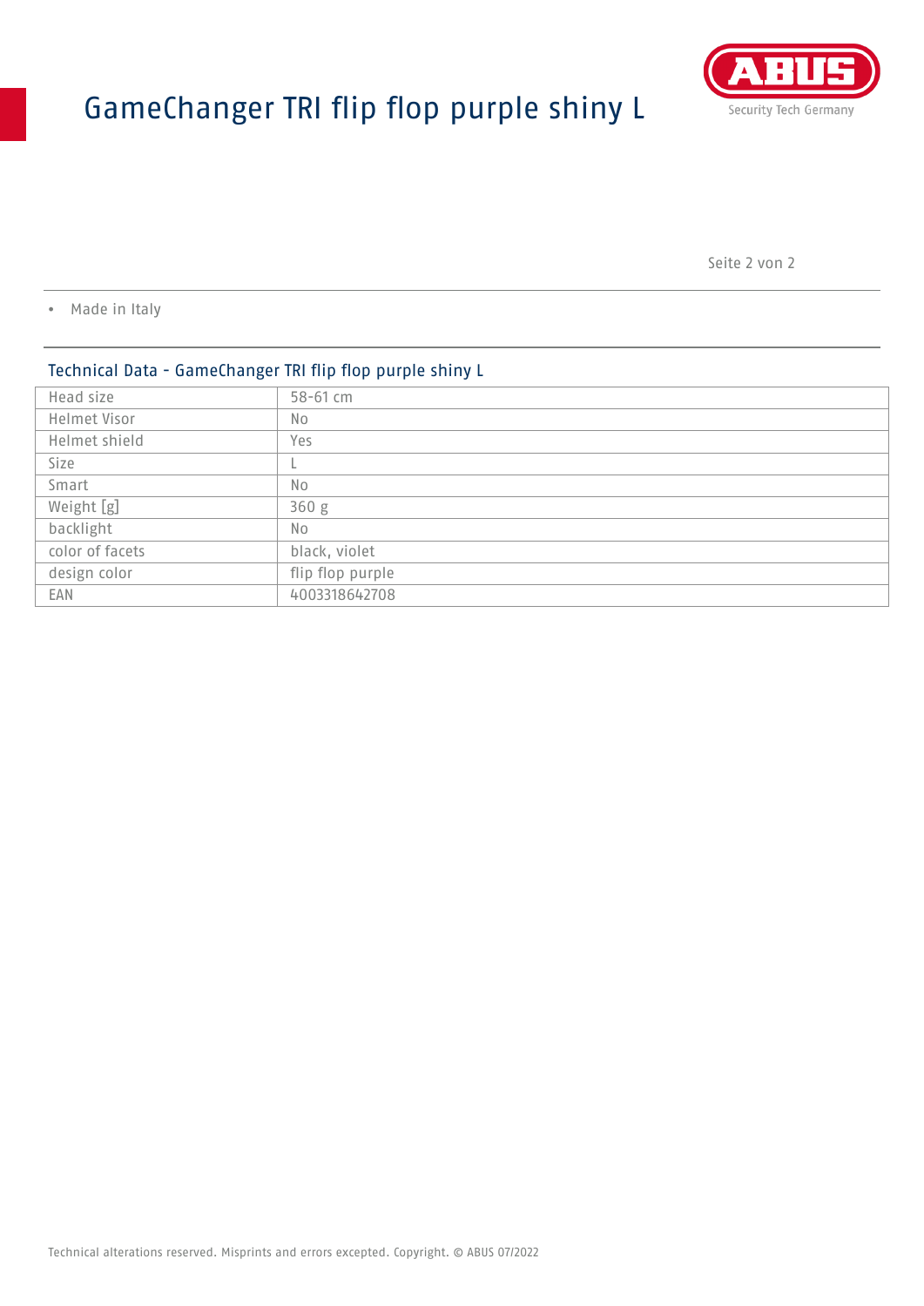- Made in Italy

## Technical Data - GameChanger TRI flip flop purple shiny L

| | |
|---|---|
| Head size | 58-61 cm |
| Helmet Visor | No |
| Helmet shield | Yes |
| Size | L |
| Smart | No |
| Weight [g] | 360 g |
| backlight | No |
| color of facets | black, violet |
| design color | flip flop purple |
| EAN | 4003318642708 |

Technical alterations reserved. Misprints and errors excepted. Copyright. © ABUS 07/2022